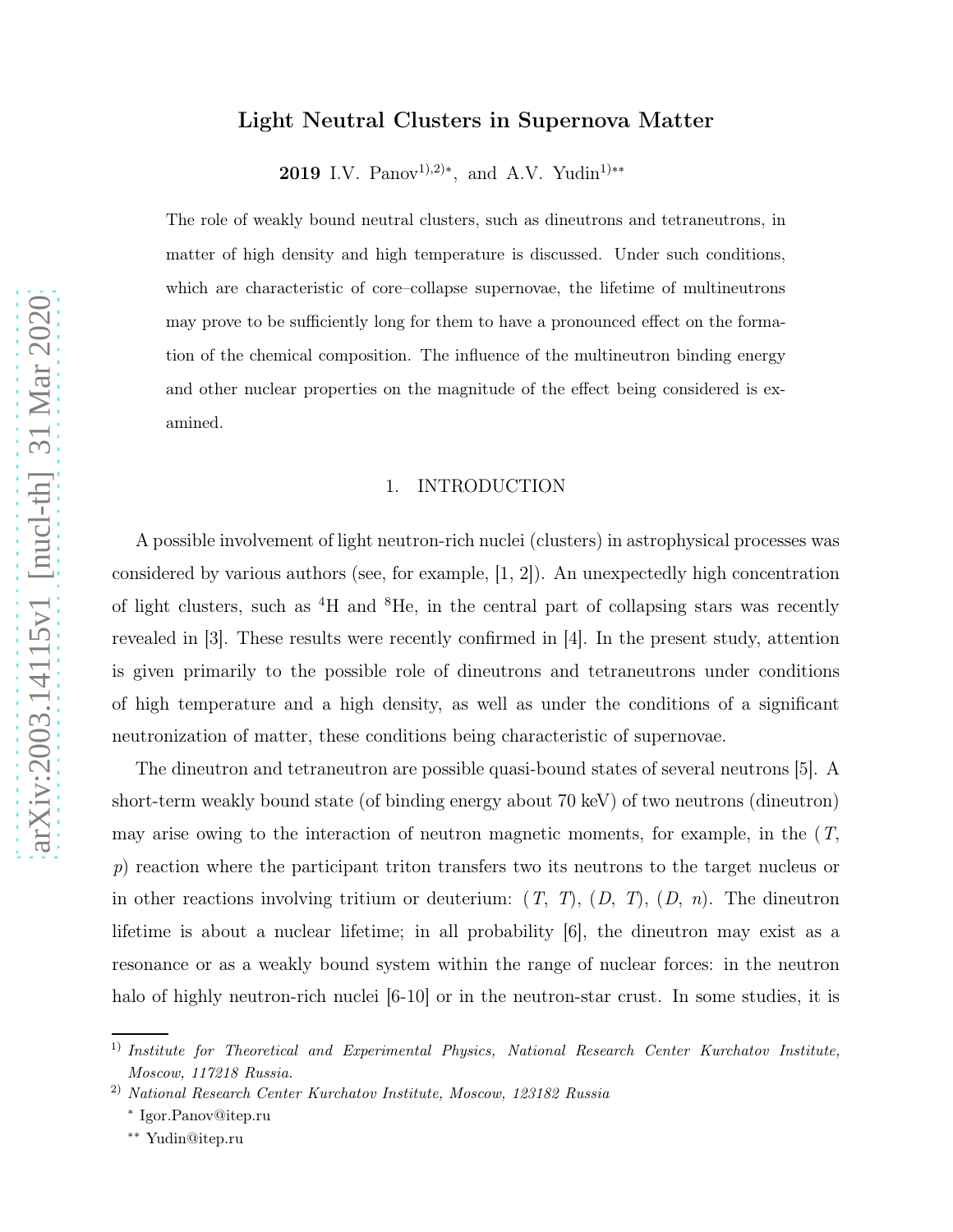# Light Neutral Clusters in Supernova Matter

**2019** I.V. Panov[1),2)*], and A.V. Yudin[1)**]

The role of weakly bound neutral clusters, such as dineutrons and tetraneutrons, in matter of high density and high temperature is discussed. Under such conditions, which are characteristic of core–collapse supernovae, the lifetime of multineutrons may prove to be sufficiently long for them to have a pronounced effect on the formation of the chemical composition. The influence of the multineutron binding energy and other nuclear properties on the magnitude of the effect being considered is examined.

## 1. INTRODUCTION

A possible involvement of light neutron-rich nuclei (clusters) in astrophysical processes was considered by various authors (see, for example, [1, 2]). An unexpectedly high concentration of light clusters, such as $^4$H and $^8$He, in the central part of collapsing stars was recently revealed in [3]. These results were recently confirmed in [4]. In the present study, attention is given primarily to the possible role of dineutrons and tetraneutrons under conditions of high temperature and a high density, as well as under the conditions of a significant neutronization of matter, these conditions being characteristic of supernovae.

The dineutron and tetraneutron are possible quasi-bound states of several neutrons [5]. A short-term weakly bound state (of binding energy about 70 keV) of two neutrons (dineutron) may arise owing to the interaction of neutron magnetic moments, for example, in the ($T$, $p$) reaction where the participant triton transfers two its neutrons to the target nucleus or in other reactions involving tritium or deuterium: ($T$, $T$), ($D$, $T$), ($D$, $n$). The dineutron lifetime is about a nuclear lifetime; in all probability [6], the dineutron may exist as a resonance or as a weakly bound system within the range of nuclear forces: in the neutron halo of highly neutron-rich nuclei [6-10] or in the neutron-star crust. In some studies, it is

---

1) *Institute for Theoretical and Experimental Physics, National Research Center Kurchatov Institute, Moscow, 117218 Russia.*

2) *National Research Center Kurchatov Institute, Moscow, 123182 Russia*

\* Igor.Panov@itep.ru

\*\* Yudin@itep.ru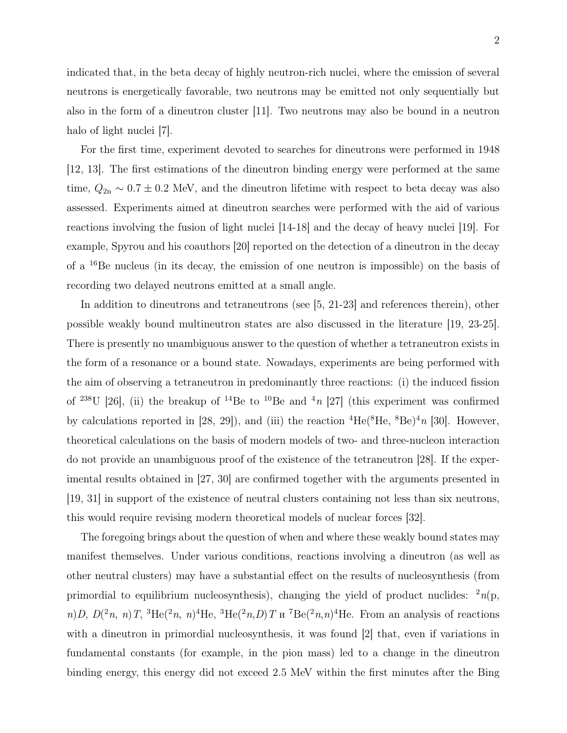indicated that, in the beta decay of highly neutron-rich nuclei, where the emission of several neutrons is energetically favorable, two neutrons may be emitted not only sequentially but also in the form of a dineutron cluster [11]. Two neutrons may also be bound in a neutron halo of light nuclei [7].

For the first time, experiment devoted to searches for dineutrons were performed in 1948 [12, 13]. The first estimations of the dineutron binding energy were performed at the same time, $Q_{2\mathrm{n}} \sim 0.7 \pm 0.2$ MeV, and the dineutron lifetime with respect to beta decay was also assessed. Experiments aimed at dineutron searches were performed with the aid of various reactions involving the fusion of light nuclei [14-18] and the decay of heavy nuclei [19]. For example, Spyrou and his coauthors [20] reported on the detection of a dineutron in the decay of a $^{16}$Be nucleus (in its decay, the emission of one neutron is impossible) on the basis of recording two delayed neutrons emitted at a small angle.

In addition to dineutrons and tetraneutrons (see [5, 21-23] and references therein), other possible weakly bound multineutron states are also discussed in the literature [19, 23-25]. There is presently no unambiguous answer to the question of whether a tetraneutron exists in the form of a resonance or a bound state. Nowadays, experiments are being performed with the aim of observing a tetraneutron in predominantly three reactions: (i) the induced fission of $^{238}$U [26], (ii) the breakup of $^{14}$Be to $^{10}$Be and $^{4}n$ [27] (this experiment was confirmed by calculations reported in [28, 29]), and (iii) the reaction $^{4}$He($^{8}$He, $^{8}$Be)$^{4}n$ [30]. However, theoretical calculations on the basis of modern models of two- and three-nucleon interaction do not provide an unambiguous proof of the existence of the tetraneutron [28]. If the experimental results obtained in [27, 30] are confirmed together with the arguments presented in [19, 31] in support of the existence of neutral clusters containing not less than six neutrons, this would require revising modern theoretical models of nuclear forces [32].

The foregoing brings about the question of when and where these weakly bound states may manifest themselves. Under various conditions, reactions involving a dineutron (as well as other neutral clusters) may have a substantial effect on the results of nucleosynthesis (from primordial to equilibrium nucleosynthesis), changing the yield of product nuclides: $^{2}n$(p, $n$)$D$, $D$($^{2}n$, $n$)$T$, $^{3}$He($^{2}n$, $n$)$^{4}$He, $^{3}$He($^{2}n$,$D$)$T$ и $^{7}$Be($^{2}n$,$n$)$^{4}$He. From an analysis of reactions with a dineutron in primordial nucleosynthesis, it was found [2] that, even if variations in fundamental constants (for example, in the pion mass) led to a change in the dineutron binding energy, this energy did not exceed 2.5 MeV within the first minutes after the Bing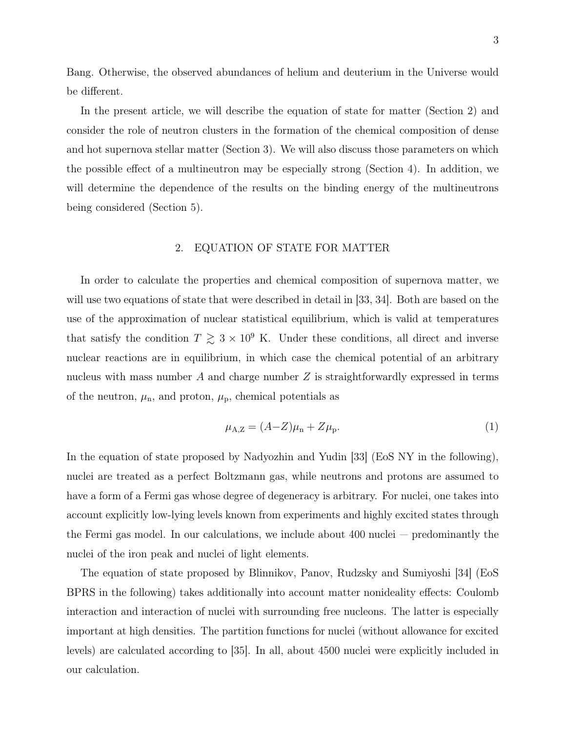Bang. Otherwise, the observed abundances of helium and deuterium in the Universe would be different.

In the present article, we will describe the equation of state for matter (Section 2) and consider the role of neutron clusters in the formation of the chemical composition of dense and hot supernova stellar matter (Section 3). We will also discuss those parameters on which the possible effect of a multineutron may be especially strong (Section 4). In addition, we will determine the dependence of the results on the binding energy of the multineutrons being considered (Section 5).

## 2. EQUATION OF STATE FOR MATTER

In order to calculate the properties and chemical composition of supernova matter, we will use two equations of state that were described in detail in [33, 34]. Both are based on the use of the approximation of nuclear statistical equilibrium, which is valid at temperatures that satisfy the condition $T \gtrsim 3 \times 10^9$ K. Under these conditions, all direct and inverse nuclear reactions are in equilibrium, in which case the chemical potential of an arbitrary nucleus with mass number $A$ and charge number $Z$ is straightforwardly expressed in terms of the neutron, $\mu_\mathrm{n}$, and proton, $\mu_\mathrm{p}$, chemical potentials as

$$\mu_{\mathrm{A,Z}} = (A{-}Z)\mu_\mathrm{n} + Z\mu_\mathrm{p}. \tag{1}$$

In the equation of state proposed by Nadyozhin and Yudin [33] (EoS NY in the following), nuclei are treated as a perfect Boltzmann gas, while neutrons and protons are assumed to have a form of a Fermi gas whose degree of degeneracy is arbitrary. For nuclei, one takes into account explicitly low-lying levels known from experiments and highly excited states through the Fermi gas model. In our calculations, we include about 400 nuclei — predominantly the nuclei of the iron peak and nuclei of light elements.

The equation of state proposed by Blinnikov, Panov, Rudzsky and Sumiyoshi [34] (EoS BPRS in the following) takes additionally into account matter nonideality effects: Coulomb interaction and interaction of nuclei with surrounding free nucleons. The latter is especially important at high densities. The partition functions for nuclei (without allowance for excited levels) are calculated according to [35]. In all, about 4500 nuclei were explicitly included in our calculation.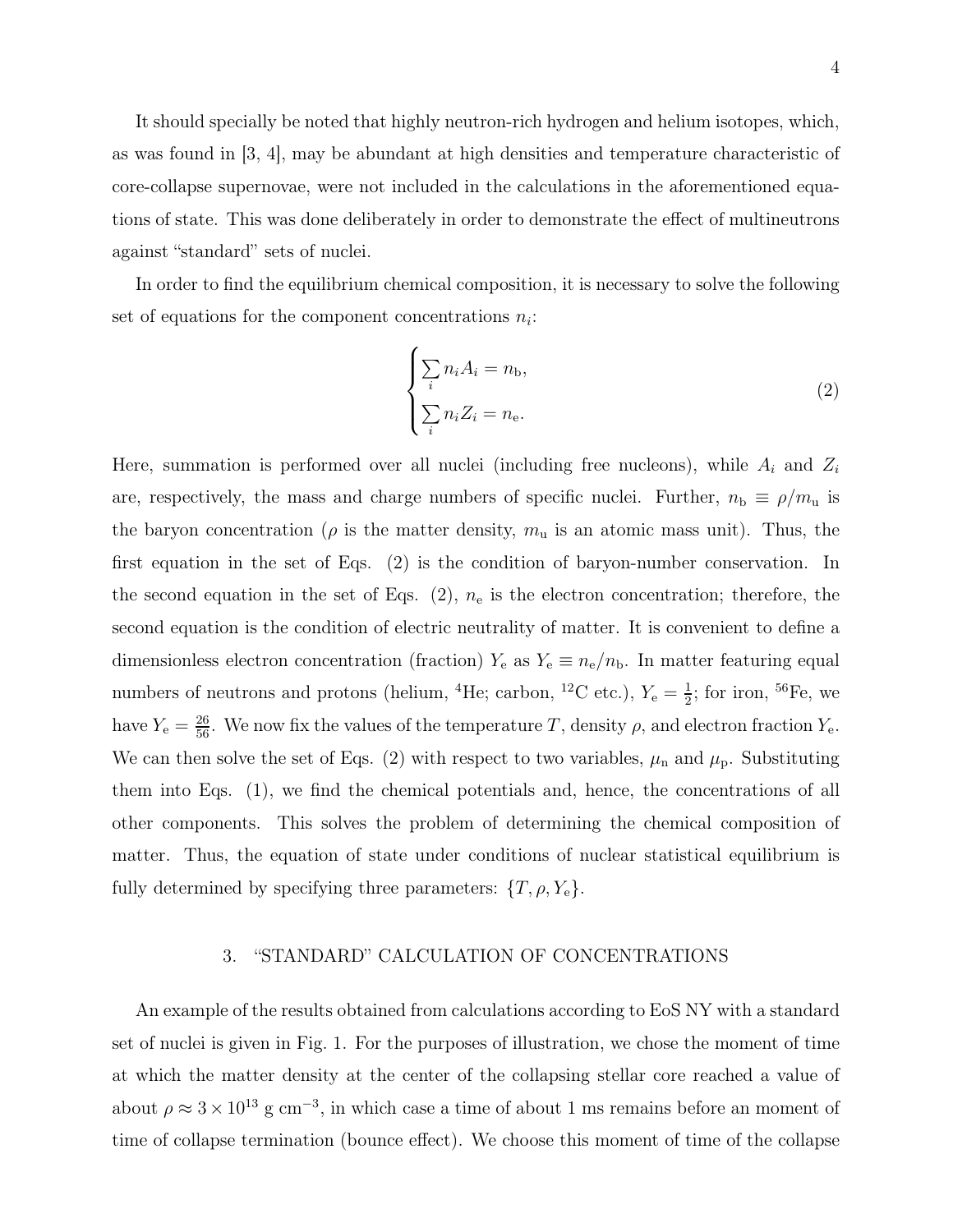It should specially be noted that highly neutron-rich hydrogen and helium isotopes, which, as was found in [3, 4], may be abundant at high densities and temperature characteristic of core-collapse supernovae, were not included in the calculations in the aforementioned equations of state. This was done deliberately in order to demonstrate the effect of multineutrons against "standard" sets of nuclei.

In order to find the equilibrium chemical composition, it is necessary to solve the following set of equations for the component concentrations $n_i$:

$$
\begin{cases}
\sum\limits_i n_i A_i = n_{\mathrm{b}}, \\
\sum\limits_i n_i Z_i = n_{\mathrm{e}}.
\end{cases}
\tag{2}
$$

Here, summation is performed over all nuclei (including free nucleons), while $A_i$ and $Z_i$ are, respectively, the mass and charge numbers of specific nuclei. Further, $n_{\mathrm{b}} \equiv \rho/m_{\mathrm{u}}$ is the baryon concentration ($\rho$ is the matter density, $m_{\mathrm{u}}$ is an atomic mass unit). Thus, the first equation in the set of Eqs. (2) is the condition of baryon-number conservation. In the second equation in the set of Eqs. (2), $n_{\mathrm{e}}$ is the electron concentration; therefore, the second equation is the condition of electric neutrality of matter. It is convenient to define a dimensionless electron concentration (fraction) $Y_{\mathrm{e}}$ as $Y_{\mathrm{e}} \equiv n_{\mathrm{e}}/n_{\mathrm{b}}$. In matter featuring equal numbers of neutrons and protons (helium, $^{4}$He; carbon, $^{12}$C etc.), $Y_{\mathrm{e}} = \frac{1}{2}$; for iron, $^{56}$Fe, we have $Y_{\mathrm{e}} = \frac{26}{56}$. We now fix the values of the temperature $T$, density $\rho$, and electron fraction $Y_{\mathrm{e}}$. We can then solve the set of Eqs. (2) with respect to two variables, $\mu_{\mathrm{n}}$ and $\mu_{\mathrm{p}}$. Substituting them into Eqs. (1), we find the chemical potentials and, hence, the concentrations of all other components. This solves the problem of determining the chemical composition of matter. Thus, the equation of state under conditions of nuclear statistical equilibrium is fully determined by specifying three parameters: $\{T, \rho, Y_{\mathrm{e}}\}$.

## 3. "STANDARD" CALCULATION OF CONCENTRATIONS

An example of the results obtained from calculations according to EoS NY with a standard set of nuclei is given in Fig. 1. For the purposes of illustration, we chose the moment of time at which the matter density at the center of the collapsing stellar core reached a value of about $\rho \approx 3 \times 10^{13}$ g cm$^{-3}$, in which case a time of about 1 ms remains before an moment of time of collapse termination (bounce effect). We choose this moment of time of the collapse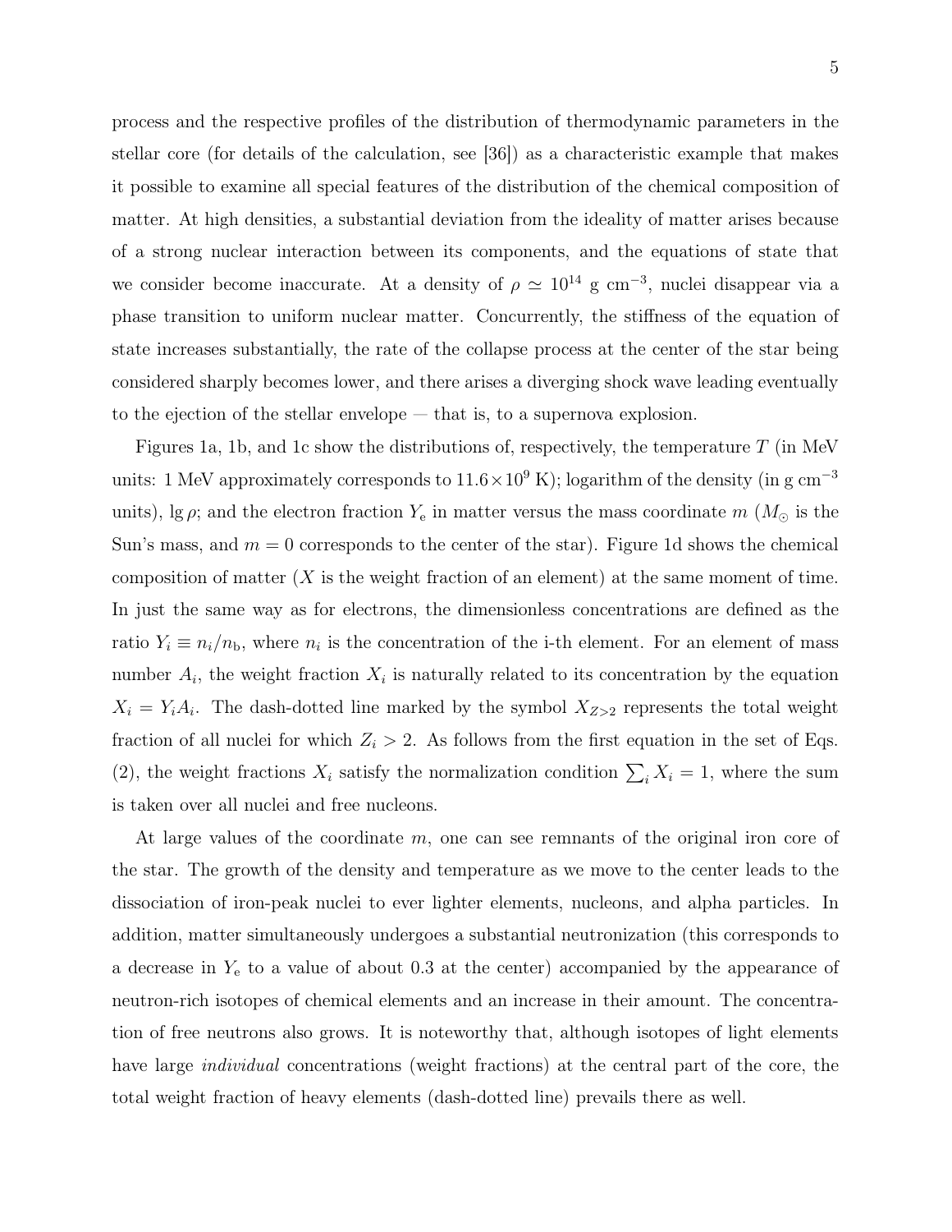process and the respective profiles of the distribution of thermodynamic parameters in the stellar core (for details of the calculation, see [36]) as a characteristic example that makes it possible to examine all special features of the distribution of the chemical composition of matter. At high densities, a substantial deviation from the ideality of matter arises because of a strong nuclear interaction between its components, and the equations of state that we consider become inaccurate. At a density of $\rho \simeq 10^{14}$ g cm$^{-3}$, nuclei disappear via a phase transition to uniform nuclear matter. Concurrently, the stiffness of the equation of state increases substantially, the rate of the collapse process at the center of the star being considered sharply becomes lower, and there arises a diverging shock wave leading eventually to the ejection of the stellar envelope — that is, to a supernova explosion.

Figures 1a, 1b, and 1c show the distributions of, respectively, the temperature $T$ (in MeV units: 1 MeV approximately corresponds to $11.6 \times 10^9$ K); logarithm of the density (in g cm$^{-3}$ units), $\lg \rho$; and the electron fraction $Y_\mathrm{e}$ in matter versus the mass coordinate $m$ ($M_\odot$ is the Sun's mass, and $m = 0$ corresponds to the center of the star). Figure 1d shows the chemical composition of matter ($X$ is the weight fraction of an element) at the same moment of time. In just the same way as for electrons, the dimensionless concentrations are defined as the ratio $Y_i \equiv n_i/n_\mathrm{b}$, where $n_i$ is the concentration of the i-th element. For an element of mass number $A_i$, the weight fraction $X_i$ is naturally related to its concentration by the equation $X_i = Y_i A_i$. The dash-dotted line marked by the symbol $X_{Z>2}$ represents the total weight fraction of all nuclei for which $Z_i > 2$. As follows from the first equation in the set of Eqs. (2), the weight fractions $X_i$ satisfy the normalization condition $\sum_i X_i = 1$, where the sum is taken over all nuclei and free nucleons.

At large values of the coordinate $m$, one can see remnants of the original iron core of the star. The growth of the density and temperature as we move to the center leads to the dissociation of iron-peak nuclei to ever lighter elements, nucleons, and alpha particles. In addition, matter simultaneously undergoes a substantial neutronization (this corresponds to a decrease in $Y_\mathrm{e}$ to a value of about 0.3 at the center) accompanied by the appearance of neutron-rich isotopes of chemical elements and an increase in their amount. The concentration of free neutrons also grows. It is noteworthy that, although isotopes of light elements have large *individual* concentrations (weight fractions) at the central part of the core, the total weight fraction of heavy elements (dash-dotted line) prevails there as well.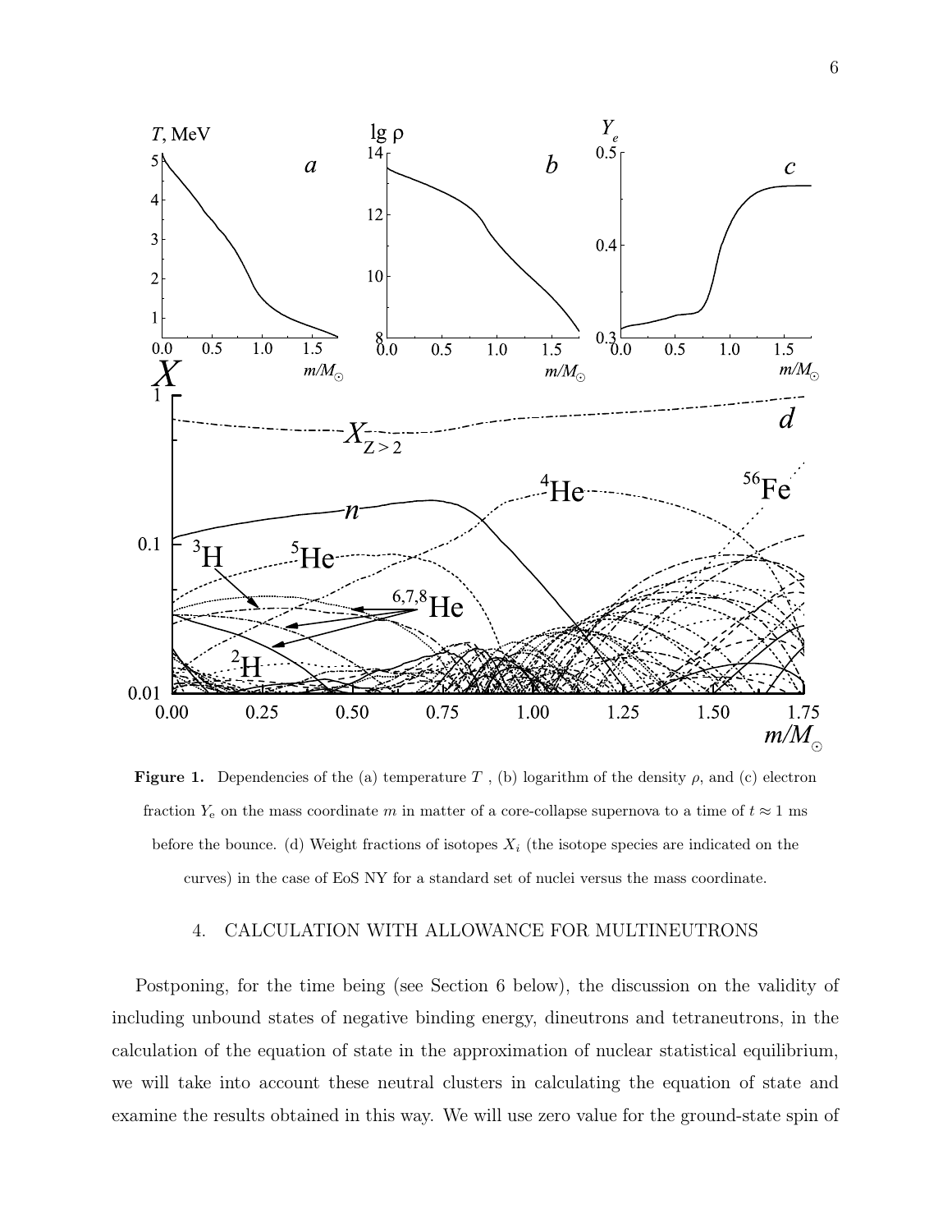**Figure 1.** Dependencies of the (a) temperature $T$, (b) logarithm of the density $\rho$, and (c) electron fraction $Y_e$ on the mass coordinate $m$ in matter of a core-collapse supernova to a time of $t \approx 1$ ms before the bounce. (d) Weight fractions of isotopes $X_i$ (the isotope species are indicated on the curves) in the case of EoS NY for a standard set of nuclei versus the mass coordinate.

## 4. CALCULATION WITH ALLOWANCE FOR MULTINEUTRONS

Postponing, for the time being (see Section 6 below), the discussion on the validity of including unbound states of negative binding energy, dineutrons and tetraneutrons, in the calculation of the equation of state in the approximation of nuclear statistical equilibrium, we will take into account these neutral clusters in calculating the equation of state and examine the results obtained in this way. We will use zero value for the ground-state spin of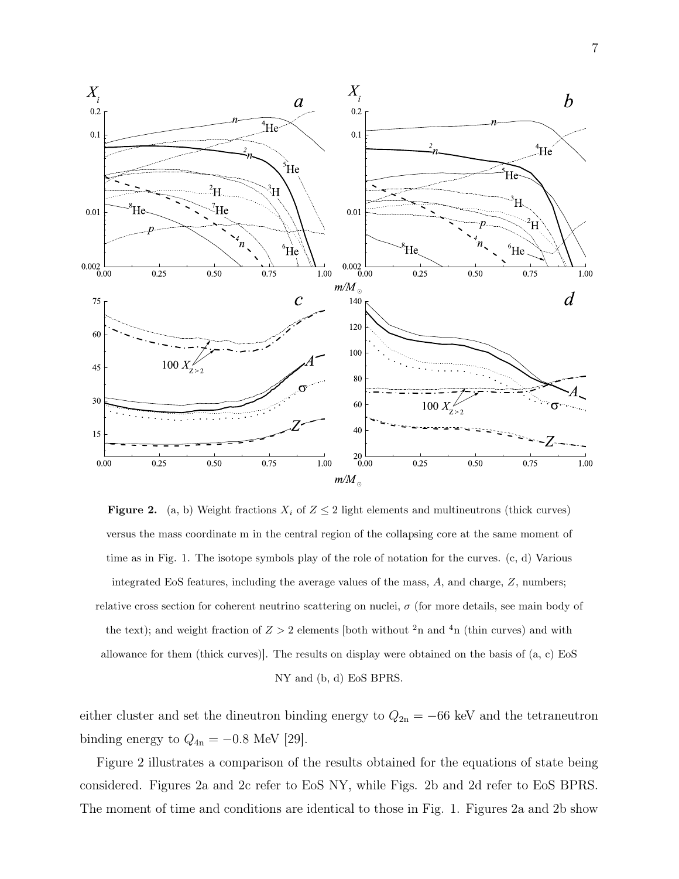**Figure 2.** (a, b) Weight fractions $X_i$ of $Z \leq 2$ light elements and multineutrons (thick curves) versus the mass coordinate m in the central region of the collapsing core at the same moment of time as in Fig. 1. The isotope symbols play of the role of notation for the curves. (c, d) Various integrated EoS features, including the average values of the mass, $A$, and charge, $Z$, numbers; relative cross section for coherent neutrino scattering on nuclei, $\sigma$ (for more details, see main body of the text); and weight fraction of $Z > 2$ elements [both without $^2$n and $^4$n (thin curves) and with allowance for them (thick curves)]. The results on display were obtained on the basis of (a, c) EoS NY and (b, d) EoS BPRS.

either cluster and set the dineutron binding energy to $Q_{2n} = -66$ keV and the tetraneutron binding energy to $Q_{4n} = -0.8$ MeV [29].

Figure 2 illustrates a comparison of the results obtained for the equations of state being considered. Figures 2a and 2c refer to EoS NY, while Figs. 2b and 2d refer to EoS BPRS. The moment of time and conditions are identical to those in Fig. 1. Figures 2a and 2b show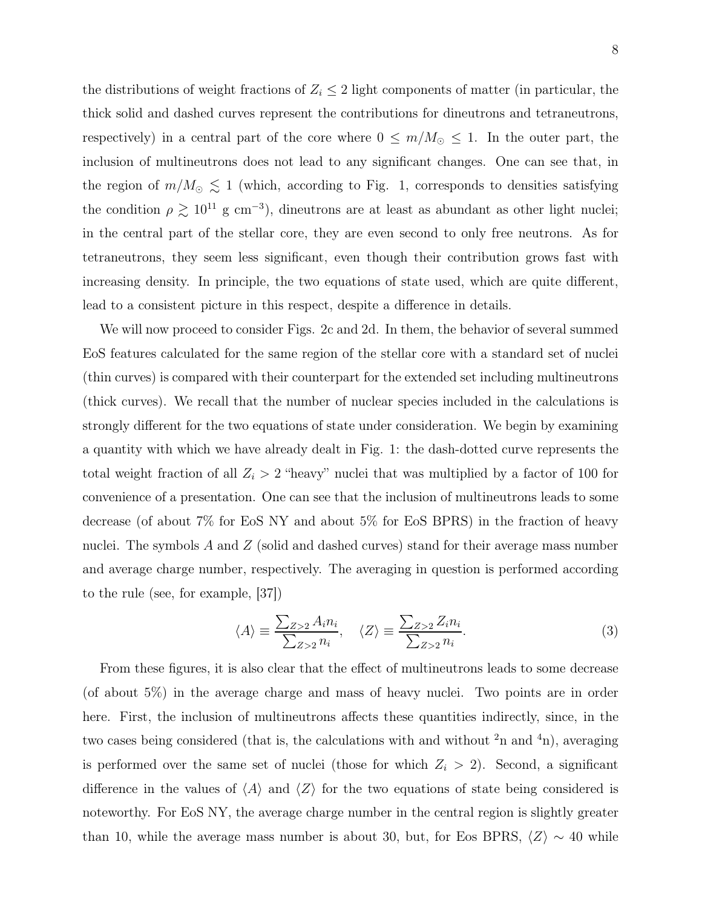the distributions of weight fractions of $Z_i \leq 2$ light components of matter (in particular, the thick solid and dashed curves represent the contributions for dineutrons and tetraneutrons, respectively) in a central part of the core where $0 \leq m/M_{\odot} \leq 1$. In the outer part, the inclusion of multineutrons does not lead to any significant changes. One can see that, in the region of $m/M_{\odot} \lesssim 1$ (which, according to Fig. 1, corresponds to densities satisfying the condition $\rho \gtrsim 10^{11}$ g cm$^{-3}$), dineutrons are at least as abundant as other light nuclei; in the central part of the stellar core, they are even second to only free neutrons. As for tetraneutrons, they seem less significant, even though their contribution grows fast with increasing density. In principle, the two equations of state used, which are quite different, lead to a consistent picture in this respect, despite a difference in details.

We will now proceed to consider Figs. 2c and 2d. In them, the behavior of several summed EoS features calculated for the same region of the stellar core with a standard set of nuclei (thin curves) is compared with their counterpart for the extended set including multineutrons (thick curves). We recall that the number of nuclear species included in the calculations is strongly different for the two equations of state under consideration. We begin by examining a quantity with which we have already dealt in Fig. 1: the dash-dotted curve represents the total weight fraction of all $Z_i > 2$ "heavy" nuclei that was multiplied by a factor of 100 for convenience of a presentation. One can see that the inclusion of multineutrons leads to some decrease (of about 7% for EoS NY and about 5% for EoS BPRS) in the fraction of heavy nuclei. The symbols $A$ and $Z$ (solid and dashed curves) stand for their average mass number and average charge number, respectively. The averaging in question is performed according to the rule (see, for example, [37])

$$\langle A \rangle \equiv \frac{\sum_{Z>2} A_i n_i}{\sum_{Z>2} n_i}, \quad \langle Z \rangle \equiv \frac{\sum_{Z>2} Z_i n_i}{\sum_{Z>2} n_i}. \tag{3}$$

From these figures, it is also clear that the effect of multineutrons leads to some decrease (of about 5%) in the average charge and mass of heavy nuclei. Two points are in order here. First, the inclusion of multineutrons affects these quantities indirectly, since, in the two cases being considered (that is, the calculations with and without $^2$n and $^4$n), averaging is performed over the same set of nuclei (those for which $Z_i > 2$). Second, a significant difference in the values of $\langle A \rangle$ and $\langle Z \rangle$ for the two equations of state being considered is noteworthy. For EoS NY, the average charge number in the central region is slightly greater than 10, while the average mass number is about 30, but, for Eos BPRS, $\langle Z \rangle \sim 40$ while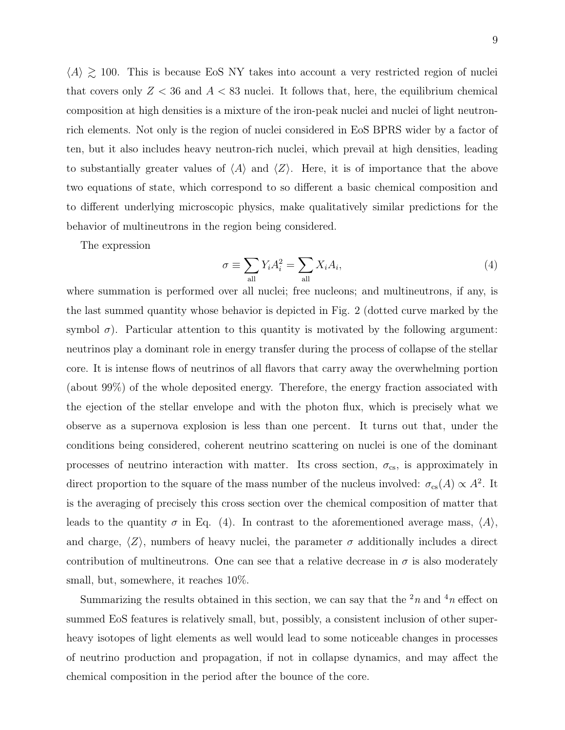$\langle A \rangle \gtrsim 100$. This is because EoS NY takes into account a very restricted region of nuclei that covers only $Z < 36$ and $A < 83$ nuclei. It follows that, here, the equilibrium chemical composition at high densities is a mixture of the iron-peak nuclei and nuclei of light neutron-rich elements. Not only is the region of nuclei considered in EoS BPRS wider by a factor of ten, but it also includes heavy neutron-rich nuclei, which prevail at high densities, leading to substantially greater values of $\langle A \rangle$ and $\langle Z \rangle$. Here, it is of importance that the above two equations of state, which correspond to so different a basic chemical composition and to different underlying microscopic physics, make qualitatively similar predictions for the behavior of multineutrons in the region being considered.

The expression

$$\sigma \equiv \sum_{\text{all}} Y_i A_i^2 = \sum_{\text{all}} X_i A_i, \tag{4}$$

where summation is performed over all nuclei; free nucleons; and multineutrons, if any, is the last summed quantity whose behavior is depicted in Fig. 2 (dotted curve marked by the symbol $\sigma$). Particular attention to this quantity is motivated by the following argument: neutrinos play a dominant role in energy transfer during the process of collapse of the stellar core. It is intense flows of neutrinos of all flavors that carry away the overwhelming portion (about 99%) of the whole deposited energy. Therefore, the energy fraction associated with the ejection of the stellar envelope and with the photon flux, which is precisely what we observe as a supernova explosion is less than one percent. It turns out that, under the conditions being considered, coherent neutrino scattering on nuclei is one of the dominant processes of neutrino interaction with matter. Its cross section, $\sigma_{\text{cs}}$, is approximately in direct proportion to the square of the mass number of the nucleus involved: $\sigma_{\text{cs}}(A) \propto A^2$. It is the averaging of precisely this cross section over the chemical composition of matter that leads to the quantity $\sigma$ in Eq. (4). In contrast to the aforementioned average mass, $\langle A \rangle$, and charge, $\langle Z \rangle$, numbers of heavy nuclei, the parameter $\sigma$ additionally includes a direct contribution of multineutrons. One can see that a relative decrease in $\sigma$ is also moderately small, but, somewhere, it reaches 10%.

Summarizing the results obtained in this section, we can say that the ${}^2n$ and ${}^4n$ effect on summed EoS features is relatively small, but, possibly, a consistent inclusion of other superheavy isotopes of light elements as well would lead to some noticeable changes in processes of neutrino production and propagation, if not in collapse dynamics, and may affect the chemical composition in the period after the bounce of the core.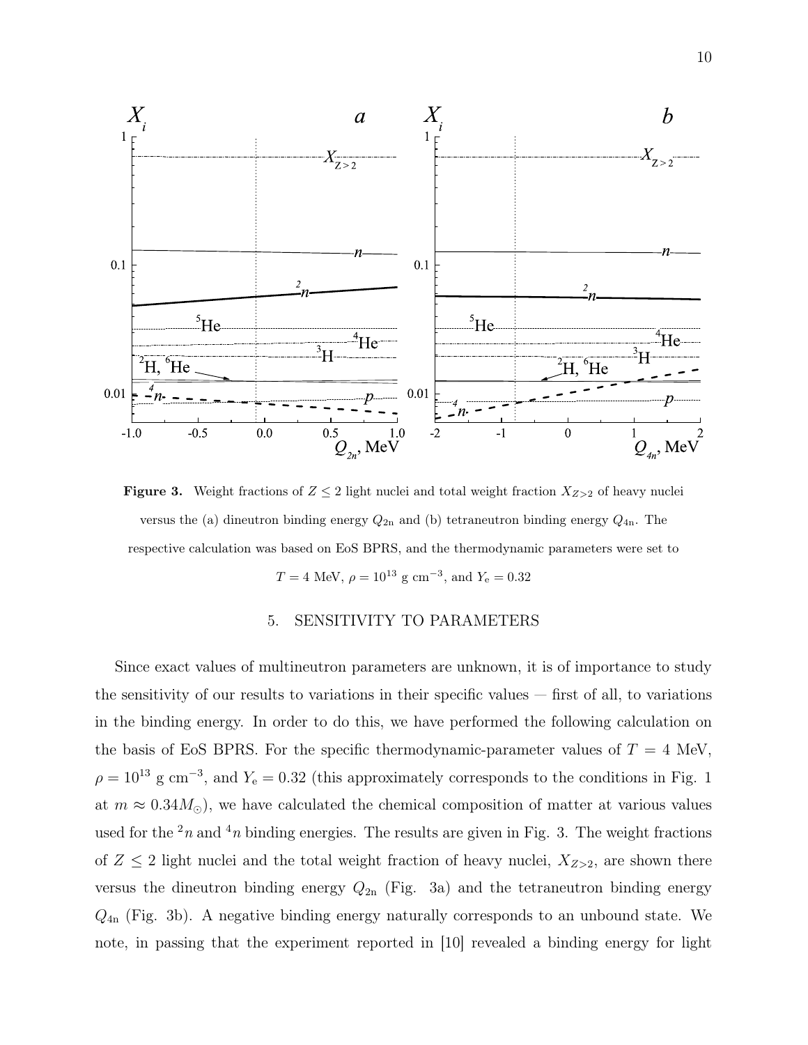**Figure 3.** Weight fractions of $Z \leq 2$ light nuclei and total weight fraction $X_{Z>2}$ of heavy nuclei versus the (a) dineutron binding energy $Q_{2\mathrm{n}}$ and (b) tetraneutron binding energy $Q_{4\mathrm{n}}$. The respective calculation was based on EoS BPRS, and the thermodynamic parameters were set to $T = 4$ MeV, $\rho = 10^{13}$ g cm$^{-3}$, and $Y_{\mathrm{e}} = 0.32$

## 5. SENSITIVITY TO PARAMETERS

Since exact values of multineutron parameters are unknown, it is of importance to study the sensitivity of our results to variations in their specific values — first of all, to variations in the binding energy. In order to do this, we have performed the following calculation on the basis of EoS BPRS. For the specific thermodynamic-parameter values of $T = 4$ MeV, $\rho = 10^{13}$ g cm$^{-3}$, and $Y_{\mathrm{e}} = 0.32$ (this approximately corresponds to the conditions in Fig. 1 at $m \approx 0.34M_{\odot}$), we have calculated the chemical composition of matter at various values used for the $^{2}n$ and $^{4}n$ binding energies. The results are given in Fig. 3. The weight fractions of $Z \leq 2$ light nuclei and the total weight fraction of heavy nuclei, $X_{Z>2}$, are shown there versus the dineutron binding energy $Q_{2\mathrm{n}}$ (Fig. 3a) and the tetraneutron binding energy $Q_{4\mathrm{n}}$ (Fig. 3b). A negative binding energy naturally corresponds to an unbound state. We note, in passing that the experiment reported in [10] revealed a binding energy for light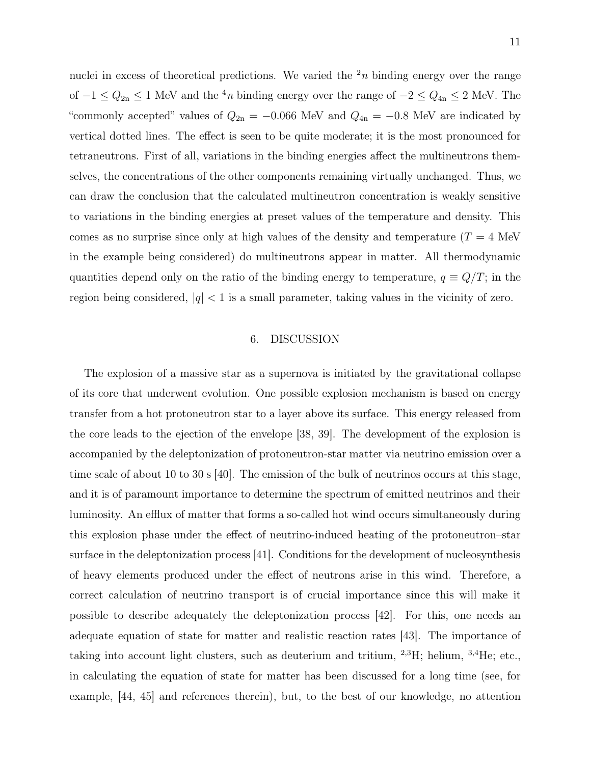nuclei in excess of theoretical predictions. We varied the $^2n$ binding energy over the range of $-1 \leq Q_{2n} \leq 1$ MeV and the $^4n$ binding energy over the range of $-2 \leq Q_{4n} \leq 2$ MeV. The "commonly accepted" values of $Q_{2n} = -0.066$ MeV and $Q_{4n} = -0.8$ MeV are indicated by vertical dotted lines. The effect is seen to be quite moderate; it is the most pronounced for tetraneutrons. First of all, variations in the binding energies affect the multineutrons themselves, the concentrations of the other components remaining virtually unchanged. Thus, we can draw the conclusion that the calculated multineutron concentration is weakly sensitive to variations in the binding energies at preset values of the temperature and density. This comes as no surprise since only at high values of the density and temperature ($T = 4$ MeV in the example being considered) do multineutrons appear in matter. All thermodynamic quantities depend only on the ratio of the binding energy to temperature, $q \equiv Q/T$; in the region being considered, $|q| < 1$ is a small parameter, taking values in the vicinity of zero.

## 6. DISCUSSION

The explosion of a massive star as a supernova is initiated by the gravitational collapse of its core that underwent evolution. One possible explosion mechanism is based on energy transfer from a hot protoneutron star to a layer above its surface. This energy released from the core leads to the ejection of the envelope [38, 39]. The development of the explosion is accompanied by the deleptonization of protoneutron-star matter via neutrino emission over a time scale of about 10 to 30 s [40]. The emission of the bulk of neutrinos occurs at this stage, and it is of paramount importance to determine the spectrum of emitted neutrinos and their luminosity. An efflux of matter that forms a so-called hot wind occurs simultaneously during this explosion phase under the effect of neutrino-induced heating of the protoneutron–star surface in the deleptonization process [41]. Conditions for the development of nucleosynthesis of heavy elements produced under the effect of neutrons arise in this wind. Therefore, a correct calculation of neutrino transport is of crucial importance since this will make it possible to describe adequately the deleptonization process [42]. For this, one needs an adequate equation of state for matter and realistic reaction rates [43]. The importance of taking into account light clusters, such as deuterium and tritium, $^{2,3}$H; helium, $^{3,4}$He; etc., in calculating the equation of state for matter has been discussed for a long time (see, for example, [44, 45] and references therein), but, to the best of our knowledge, no attention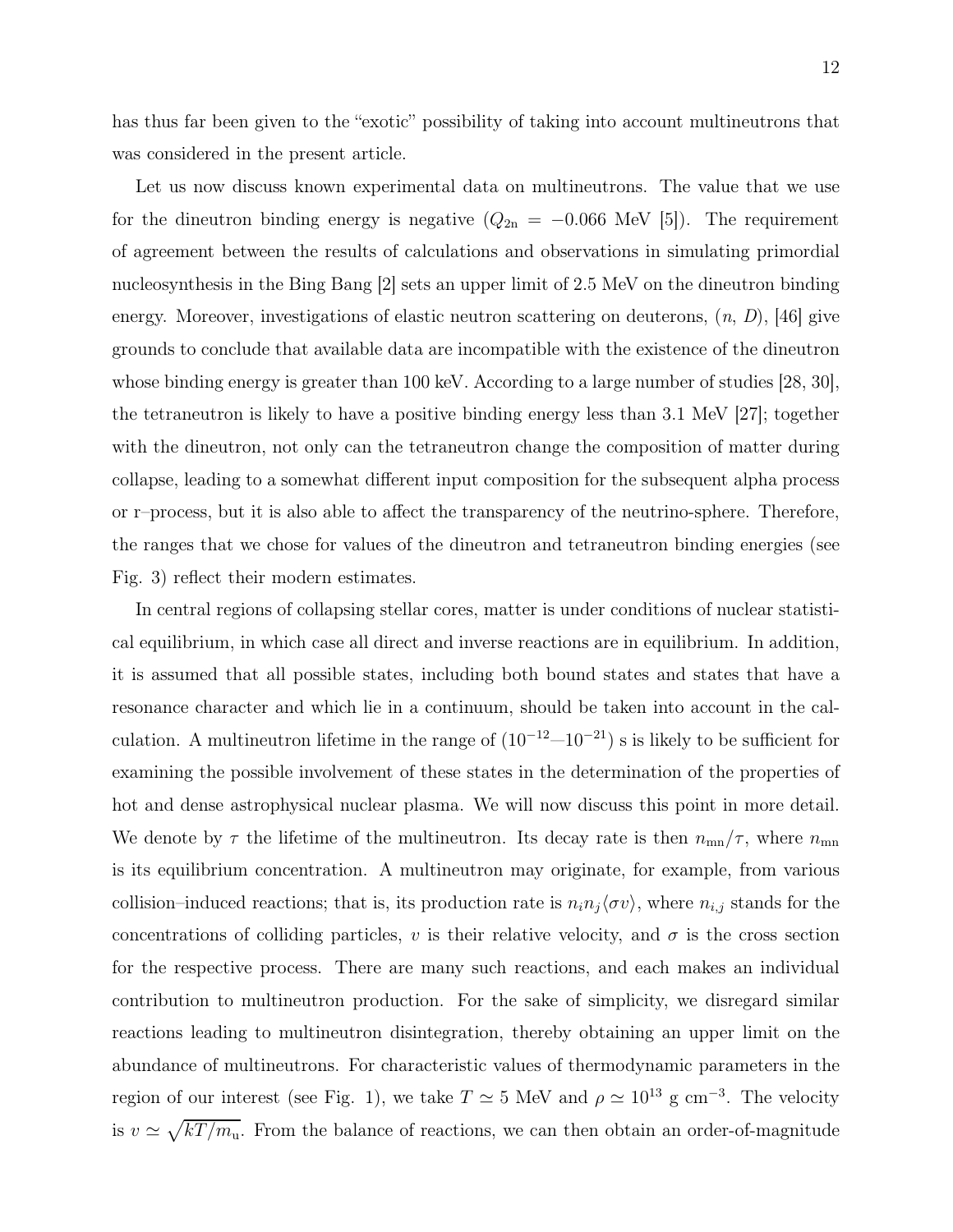has thus far been given to the "exotic" possibility of taking into account multineutrons that was considered in the present article.

Let us now discuss known experimental data on multineutrons. The value that we use for the dineutron binding energy is negative ($Q_{2n} = -0.066$ MeV [5]). The requirement of agreement between the results of calculations and observations in simulating primordial nucleosynthesis in the Bing Bang [2] sets an upper limit of 2.5 MeV on the dineutron binding energy. Moreover, investigations of elastic neutron scattering on deuterons, ($n$, $D$), [46] give grounds to conclude that available data are incompatible with the existence of the dineutron whose binding energy is greater than 100 keV. According to a large number of studies [28, 30], the tetraneutron is likely to have a positive binding energy less than 3.1 MeV [27]; together with the dineutron, not only can the tetraneutron change the composition of matter during collapse, leading to a somewhat different input composition for the subsequent alpha process or r–process, but it is also able to affect the transparency of the neutrino-sphere. Therefore, the ranges that we chose for values of the dineutron and tetraneutron binding energies (see Fig. 3) reflect their modern estimates.

In central regions of collapsing stellar cores, matter is under conditions of nuclear statistical equilibrium, in which case all direct and inverse reactions are in equilibrium. In addition, it is assumed that all possible states, including both bound states and states that have a resonance character and which lie in a continuum, should be taken into account in the calculation. A multineutron lifetime in the range of ($10^{-12}$—$10^{-21}$) s is likely to be sufficient for examining the possible involvement of these states in the determination of the properties of hot and dense astrophysical nuclear plasma. We will now discuss this point in more detail. We denote by $\tau$ the lifetime of the multineutron. Its decay rate is then $n_{\rm mn}/\tau$, where $n_{\rm mn}$ is its equilibrium concentration. A multineutron may originate, for example, from various collision–induced reactions; that is, its production rate is $n_i n_j \langle \sigma v \rangle$, where $n_{i,j}$ stands for the concentrations of colliding particles, $v$ is their relative velocity, and $\sigma$ is the cross section for the respective process. There are many such reactions, and each makes an individual contribution to multineutron production. For the sake of simplicity, we disregard similar reactions leading to multineutron disintegration, thereby obtaining an upper limit on the abundance of multineutrons. For characteristic values of thermodynamic parameters in the region of our interest (see Fig. 1), we take $T \simeq 5$ MeV and $\rho \simeq 10^{13}$ g cm$^{-3}$. The velocity is $v \simeq \sqrt{kT/m_{\rm u}}$. From the balance of reactions, we can then obtain an order-of-magnitude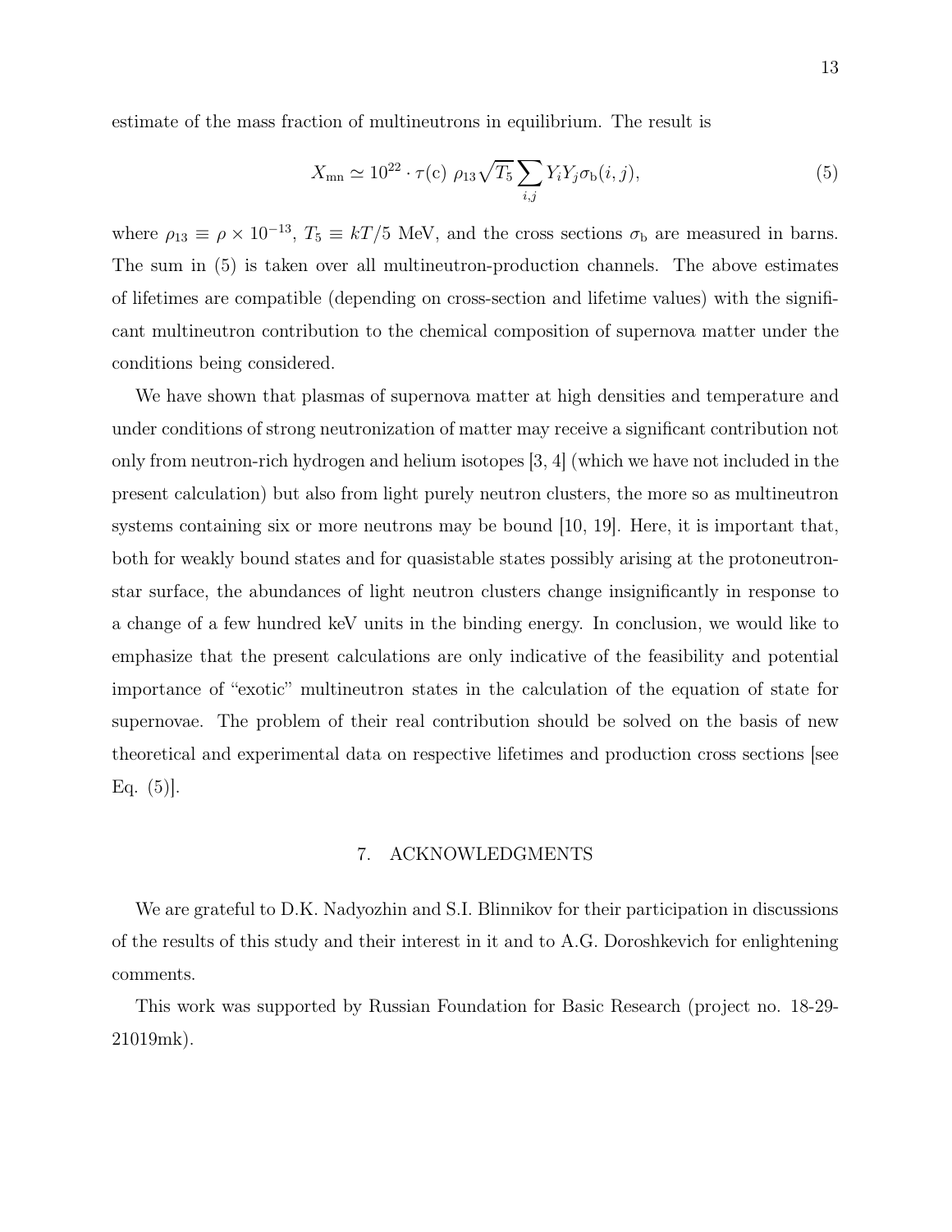estimate of the mass fraction of multineutrons in equilibrium. The result is

$$X_{\rm mn} \simeq 10^{22} \cdot \tau({\rm c})\ \rho_{13}\sqrt{T_5}\sum_{i,j} Y_i Y_j \sigma_{\rm b}(i,j), \tag{5}$$

where $\rho_{13} \equiv \rho \times 10^{-13}$, $T_5 \equiv kT/5$ MeV, and the cross sections $\sigma_{\rm b}$ are measured in barns. The sum in (5) is taken over all multineutron-production channels. The above estimates of lifetimes are compatible (depending on cross-section and lifetime values) with the significant multineutron contribution to the chemical composition of supernova matter under the conditions being considered.

We have shown that plasmas of supernova matter at high densities and temperature and under conditions of strong neutronization of matter may receive a significant contribution not only from neutron-rich hydrogen and helium isotopes [3, 4] (which we have not included in the present calculation) but also from light purely neutron clusters, the more so as multineutron systems containing six or more neutrons may be bound [10, 19]. Here, it is important that, both for weakly bound states and for quasistable states possibly arising at the protoneutron-star surface, the abundances of light neutron clusters change insignificantly in response to a change of a few hundred keV units in the binding energy. In conclusion, we would like to emphasize that the present calculations are only indicative of the feasibility and potential importance of "exotic" multineutron states in the calculation of the equation of state for supernovae. The problem of their real contribution should be solved on the basis of new theoretical and experimental data on respective lifetimes and production cross sections [see Eq. (5)].

## 7. ACKNOWLEDGMENTS

We are grateful to D.K. Nadyozhin and S.I. Blinnikov for their participation in discussions of the results of this study and their interest in it and to A.G. Doroshkevich for enlightening comments.

This work was supported by Russian Foundation for Basic Research (project no. 18-29-21019mk).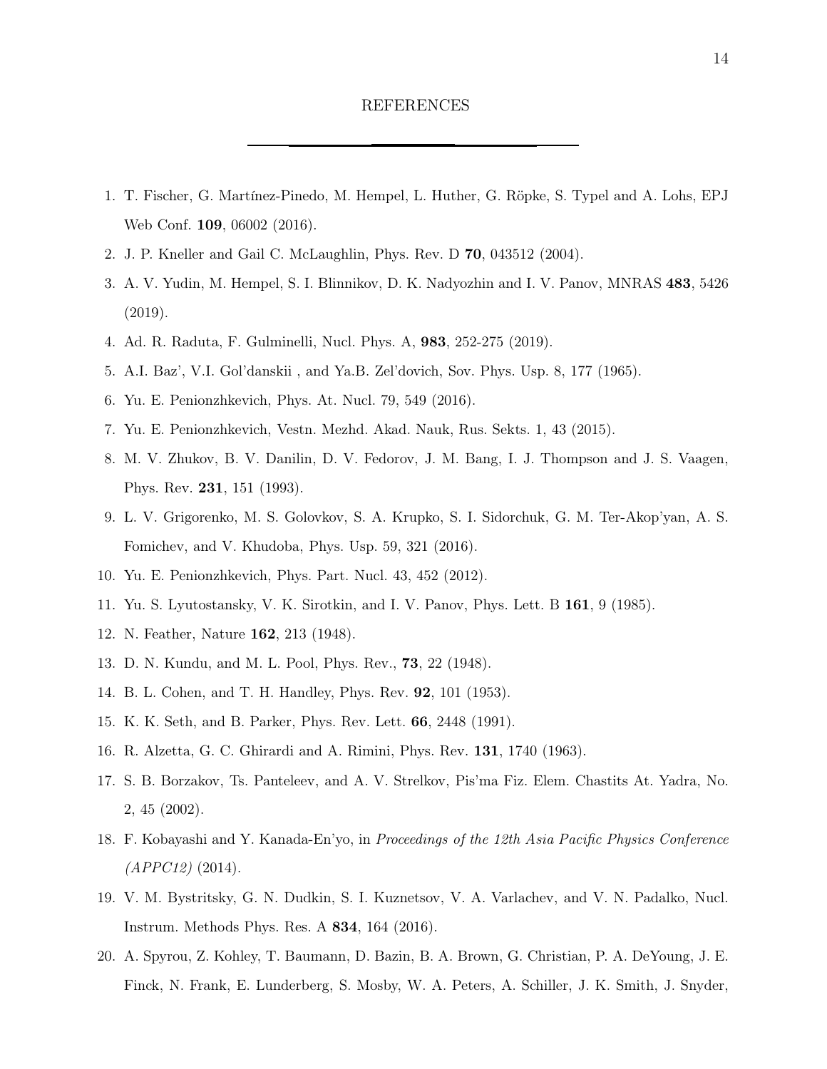## REFERENCES

1. T. Fischer, G. Martínez-Pinedo, M. Hempel, L. Huther, G. Röpke, S. Typel and A. Lohs, EPJ Web Conf. **109**, 06002 (2016).
2. J. P. Kneller and Gail C. McLaughlin, Phys. Rev. D **70**, 043512 (2004).
3. A. V. Yudin, M. Hempel, S. I. Blinnikov, D. K. Nadyozhin and I. V. Panov, MNRAS **483**, 5426 (2019).
4. Ad. R. Raduta, F. Gulminelli, Nucl. Phys. A, **983**, 252-275 (2019).
5. A.I. Baz', V.I. Gol'danskii , and Ya.B. Zel'dovich, Sov. Phys. Usp. 8, 177 (1965).
6. Yu. E. Penionzhkevich, Phys. At. Nucl. 79, 549 (2016).
7. Yu. E. Penionzhkevich, Vestn. Mezhd. Akad. Nauk, Rus. Sekts. 1, 43 (2015).
8. M. V. Zhukov, B. V. Danilin, D. V. Fedorov, J. M. Bang, I. J. Thompson and J. S. Vaagen, Phys. Rev. **231**, 151 (1993).
9. L. V. Grigorenko, M. S. Golovkov, S. A. Krupko, S. I. Sidorchuk, G. M. Ter-Akop'yan, A. S. Fomichev, and V. Khudoba, Phys. Usp. 59, 321 (2016).
10. Yu. E. Penionzhkevich, Phys. Part. Nucl. 43, 452 (2012).
11. Yu. S. Lyutostansky, V. K. Sirotkin, and I. V. Panov, Phys. Lett. B **161**, 9 (1985).
12. N. Feather, Nature **162**, 213 (1948).
13. D. N. Kundu, and M. L. Pool, Phys. Rev., **73**, 22 (1948).
14. B. L. Cohen, and T. H. Handley, Phys. Rev. **92**, 101 (1953).
15. K. K. Seth, and B. Parker, Phys. Rev. Lett. **66**, 2448 (1991).
16. R. Alzetta, G. C. Ghirardi and A. Rimini, Phys. Rev. **131**, 1740 (1963).
17. S. B. Borzakov, Ts. Panteleev, and A. V. Strelkov, Pis'ma Fiz. Elem. Chastits At. Yadra, No. 2, 45 (2002).
18. F. Kobayashi and Y. Kanada-En'yo, in *Proceedings of the 12th Asia Pacific Physics Conference (APPC12)* (2014).
19. V. M. Bystritsky, G. N. Dudkin, S. I. Kuznetsov, V. A. Varlachev, and V. N. Padalko, Nucl. Instrum. Methods Phys. Res. A **834**, 164 (2016).
20. A. Spyrou, Z. Kohley, T. Baumann, D. Bazin, B. A. Brown, G. Christian, P. A. DeYoung, J. E. Finck, N. Frank, E. Lunderberg, S. Mosby, W. A. Peters, A. Schiller, J. K. Smith, J. Snyder,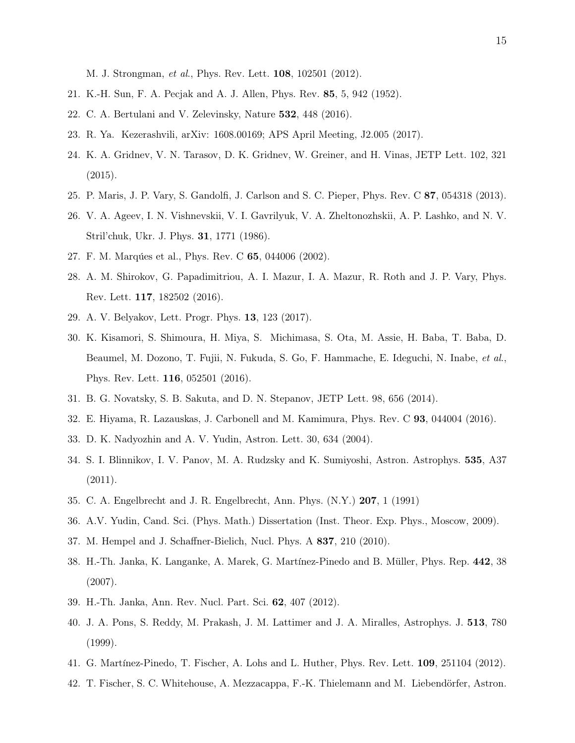M. J. Strongman, *et al.*, Phys. Rev. Lett. **108**, 102501 (2012).

21. K.-H. Sun, F. A. Pecjak and A. J. Allen, Phys. Rev. **85**, 5, 942 (1952).
22. C. A. Bertulani and V. Zelevinsky, Nature **532**, 448 (2016).
23. R. Ya. Kezerashvili, arXiv: 1608.00169; APS April Meeting, J2.005 (2017).
24. K. A. Gridnev, V. N. Tarasov, D. K. Gridnev, W. Greiner, and H. Vinas, JETP Lett. 102, 321 (2015).
25. P. Maris, J. P. Vary, S. Gandolfi, J. Carlson and S. C. Pieper, Phys. Rev. C **87**, 054318 (2013).
26. V. A. Ageev, I. N. Vishnevskii, V. I. Gavrilyuk, V. A. Zheltonozhskii, A. P. Lashko, and N. V. Stril'chuk, Ukr. J. Phys. **31**, 1771 (1986).
27. F. M. Marqúes et al., Phys. Rev. C **65**, 044006 (2002).
28. A. M. Shirokov, G. Papadimitriou, A. I. Mazur, I. A. Mazur, R. Roth and J. P. Vary, Phys. Rev. Lett. **117**, 182502 (2016).
29. A. V. Belyakov, Lett. Progr. Phys. **13**, 123 (2017).
30. K. Kisamori, S. Shimoura, H. Miya, S. Michimasa, S. Ota, M. Assie, H. Baba, T. Baba, D. Beaumel, M. Dozono, T. Fujii, N. Fukuda, S. Go, F. Hammache, E. Ideguchi, N. Inabe, *et al.*, Phys. Rev. Lett. **116**, 052501 (2016).
31. B. G. Novatsky, S. B. Sakuta, and D. N. Stepanov, JETP Lett. 98, 656 (2014).
32. E. Hiyama, R. Lazauskas, J. Carbonell and M. Kamimura, Phys. Rev. C **93**, 044004 (2016).
33. D. K. Nadyozhin and A. V. Yudin, Astron. Lett. 30, 634 (2004).
34. S. I. Blinnikov, I. V. Panov, M. A. Rudzsky and K. Sumiyoshi, Astron. Astrophys. **535**, A37 (2011).
35. C. A. Engelbrecht and J. R. Engelbrecht, Ann. Phys. (N.Y.) **207**, 1 (1991)
36. A.V. Yudin, Cand. Sci. (Phys. Math.) Dissertation (Inst. Theor. Exp. Phys., Moscow, 2009).
37. M. Hempel and J. Schaffner-Bielich, Nucl. Phys. A **837**, 210 (2010).
38. H.-Th. Janka, K. Langanke, A. Marek, G. Martínez-Pinedo and B. Müller, Phys. Rep. **442**, 38 (2007).
39. H.-Th. Janka, Ann. Rev. Nucl. Part. Sci. **62**, 407 (2012).
40. J. A. Pons, S. Reddy, M. Prakash, J. M. Lattimer and J. A. Miralles, Astrophys. J. **513**, 780 (1999).
41. G. Martínez-Pinedo, T. Fischer, A. Lohs and L. Huther, Phys. Rev. Lett. **109**, 251104 (2012).
42. T. Fischer, S. C. Whitehouse, A. Mezzacappa, F.-K. Thielemann and M. Liebendörfer, Astron.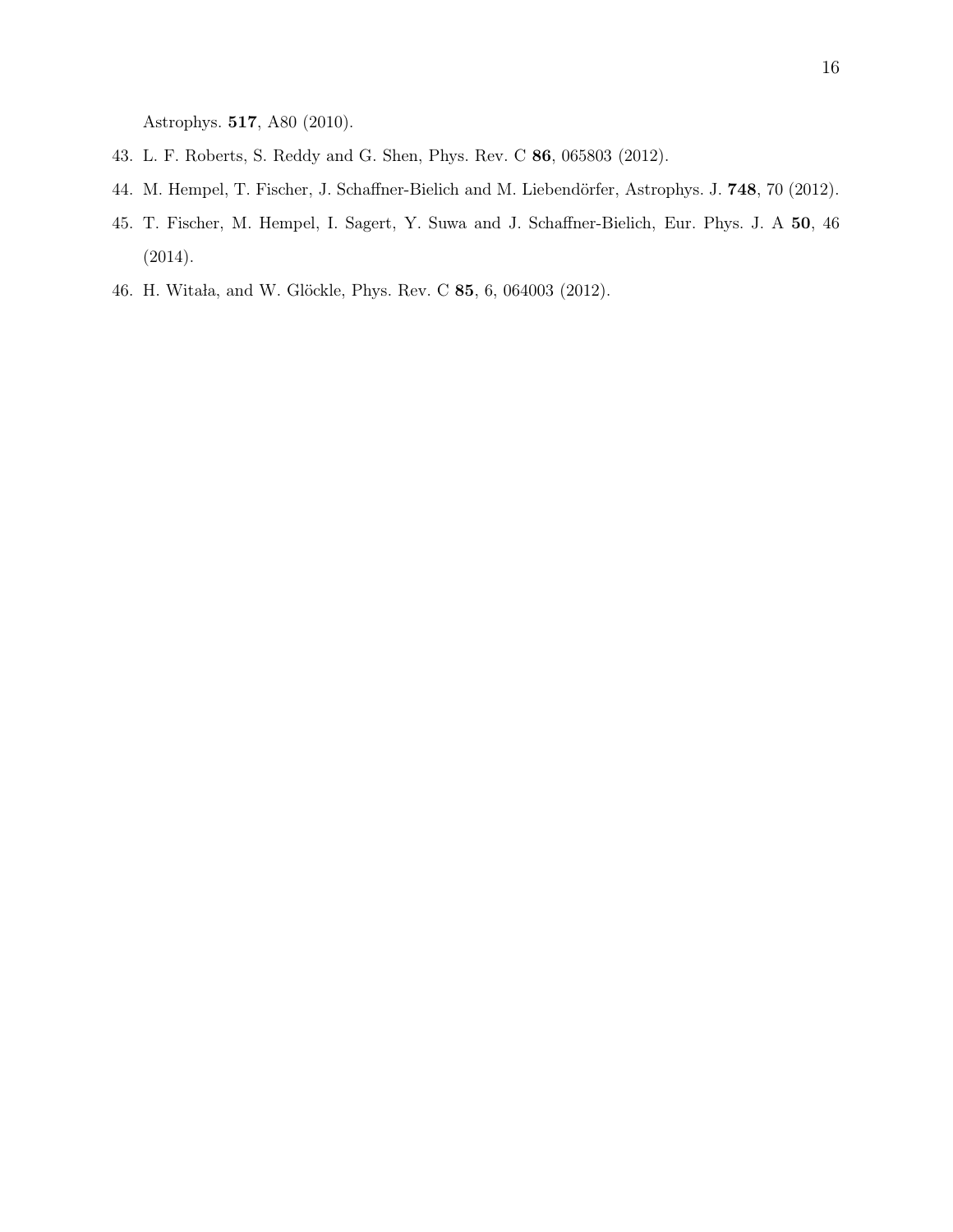Astrophys. **517**, A80 (2010).

43. L. F. Roberts, S. Reddy and G. Shen, Phys. Rev. C **86**, 065803 (2012).
44. M. Hempel, T. Fischer, J. Schaffner-Bielich and M. Liebendörfer, Astrophys. J. **748**, 70 (2012).
45. T. Fischer, M. Hempel, I. Sagert, Y. Suwa and J. Schaffner-Bielich, Eur. Phys. J. A **50**, 46 (2014).
46. H. Witała, and W. Glöckle, Phys. Rev. C **85**, 6, 064003 (2012).